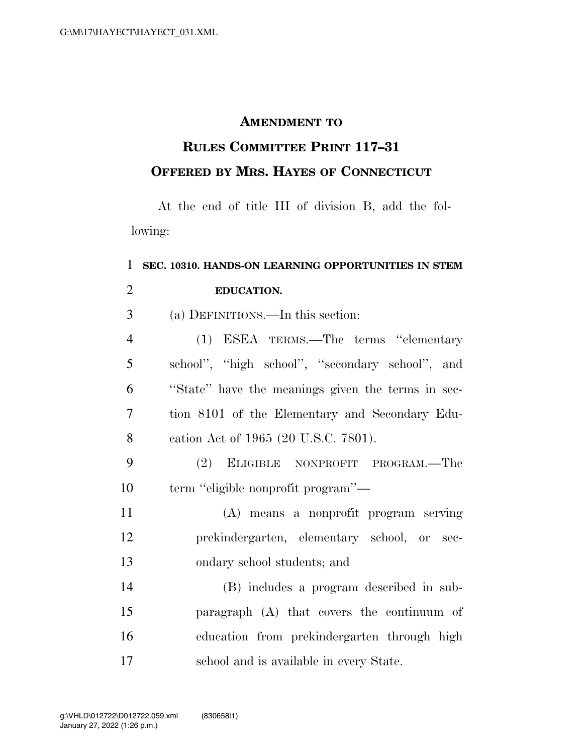# AMENDMENT TO RULES COMMITTEE PRINT 117–31

## OFFERED BY MRS. HAYES OF CONNECTICUT

At the end of title III of division B, add the following:

### SEC. 10310. HANDS-ON LEARNING OPPORTUNITIES IN STEM EDUCATION.

(a) DEFINITIONS.—In this section:

(1) ESEA TERMS.—The terms "elementary school", "high school", "secondary school", and "State" have the meanings given the terms in section 8101 of the Elementary and Secondary Education Act of 1965 (20 U.S.C. 7801).

(2) ELIGIBLE NONPROFIT PROGRAM.—The term "eligible nonprofit program"—

(A) means a nonprofit program serving prekindergarten, elementary school, or secondary school students; and

(B) includes a program described in subparagraph (A) that covers the continuum of education from prekindergarten through high school and is available in every State.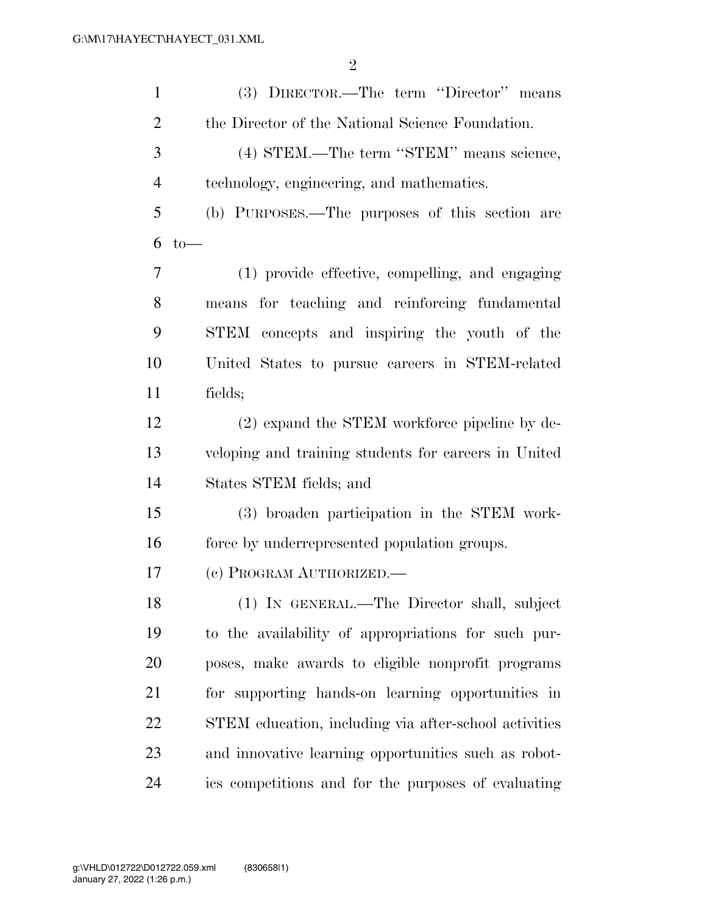(3) DIRECTOR.—The term ''Director'' means the Director of the National Science Foundation.

(4) STEM.—The term ''STEM'' means science, technology, engineering, and mathematics.

(b) PURPOSES.—The purposes of this section are to—

(1) provide effective, compelling, and engaging means for teaching and reinforcing fundamental STEM concepts and inspiring the youth of the United States to pursue careers in STEM-related fields;

(2) expand the STEM workforce pipeline by developing and training students for careers in United States STEM fields; and

(3) broaden participation in the STEM workforce by underrepresented population groups.

(c) PROGRAM AUTHORIZED.—

(1) IN GENERAL.—The Director shall, subject to the availability of appropriations for such purposes, make awards to eligible nonprofit programs for supporting hands-on learning opportunities in STEM education, including via after-school activities and innovative learning opportunities such as robotics competitions and for the purposes of evaluating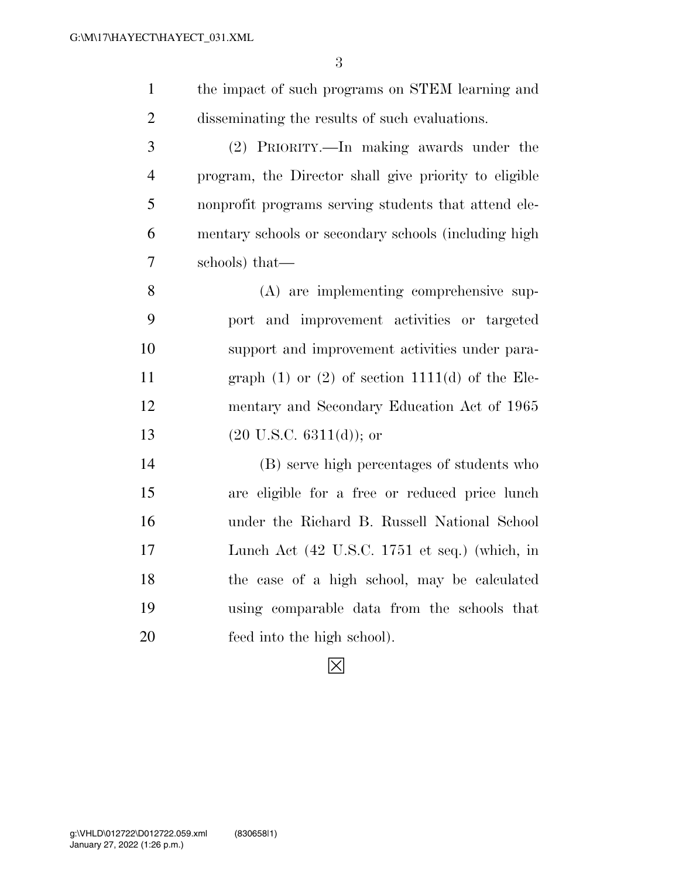the impact of such programs on STEM learning and disseminating the results of such evaluations.

(2) PRIORITY.—In making awards under the program, the Director shall give priority to eligible nonprofit programs serving students that attend elementary schools or secondary schools (including high schools) that—

(A) are implementing comprehensive support and improvement activities or targeted support and improvement activities under paragraph (1) or (2) of section 1111(d) of the Elementary and Secondary Education Act of 1965 (20 U.S.C. 6311(d)); or

(B) serve high percentages of students who are eligible for a free or reduced price lunch under the Richard B. Russell National School Lunch Act (42 U.S.C. 1751 et seq.) (which, in the case of a high school, may be calculated using comparable data from the schools that feed into the high school).